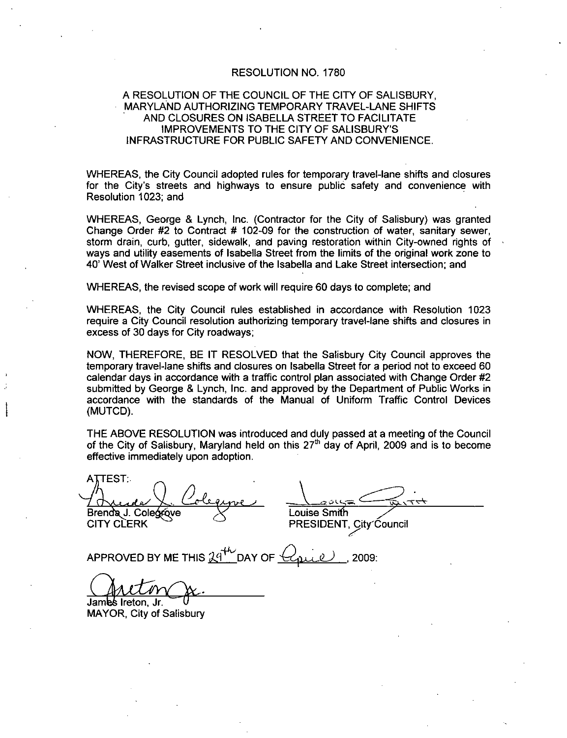# RESOLUTION NO. 1780

## A RESOLUTION OF THE COUNCIL OF THE CITY OF SALISBURY, MARYLAND AUTHORIZING TEMPORARY TRAVEL-LANE SHIFTS AND CLOSURES ON ISABELLA STREET TO FACILITATE IMPROVEMENTS TO THE CITY OF SALISBURY'S INFRASTRUCTURE FOR PUBLIC SAFETY AND CONVENIENCE.

WHEREAS, the City Council adopted rules for temporary travel-lane shifts and closures for the City's streets and highways to ensure public safety and convenience with Resolution 1023; and

WHEREAS, George & Lynch, Inc. (Contractor for the City of Salisbury) was granted Change Order #2 to Contract # 102-09 for the construction of water, sanitary sewer, storm drain, curb, gutter, sidewalk, and paving restoration within City-owned rights of ways and utility easements of Isabella Street from the limits of the original work zone to 40' West of Walker Street inclusive of the Isabella and Lake Street intersection; and

WHEREAS, the revised scope of work will require 60 days to complete; and

WHEREAS, the City Council rules established in accordance with Resolution 1023 require a City Council resolution authorizing temporary travel-lane shifts and closures in excess of 30 days for City roadways;

NOW, THEREFORE, BE IT RESOLVED that the Salisbury City Council approves the temporary travel-lane shifts and closures on Isabella Street for a period not to exceed 60 calendar days in accordance with a traffic control plan associated with Change Order #2 submitted by George & Lynch, Inc. and approved by the Department of Public Works in accordance with the standards of the Manual of Uniform Traffic Control Devices (MUTCD).

THE ABOVE RESOLUTION was introduced and duly passed at a meeting of the Council of the City of Salisbury, Maryland held on this 27th day of April, 2009 and is to become effective immediately upon adoption.

ATTEST:

Brenda J. Colegrove
CITY CLERK

Louise Smith
PRESIDENT, City Council

APPROVED BY ME THIS 29th DAY OF April, 2009:

James Ireton, Jr.
MAYOR, City of Salisbury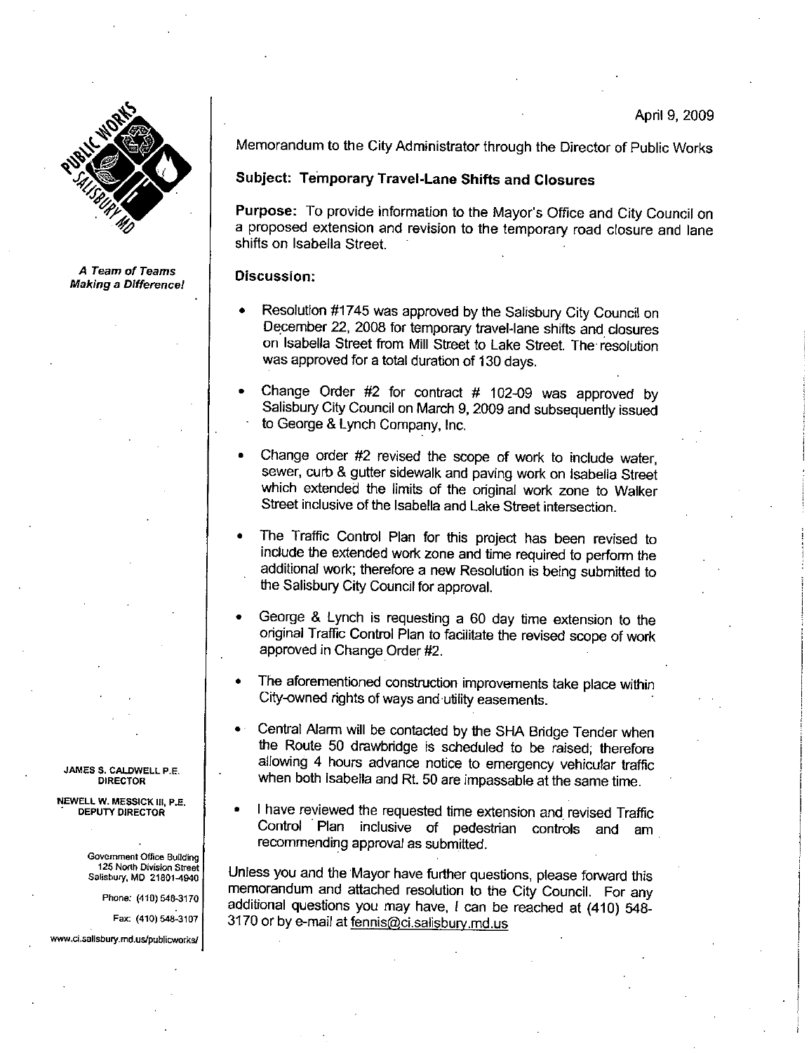April 9, 2009

*A Team of Teams Making a Difference!*

Memorandum to the City Administrator through the Director of Public Works

**Subject: Temporary Travel-Lane Shifts and Closures**

**Purpose:** To provide information to the Mayor's Office and City Council on a proposed extension and revision to the temporary road closure and lane shifts on Isabella Street.

**Discussion:**

- Resolution #1745 was approved by the Salisbury City Council on December 22, 2008 for temporary travel-lane shifts and closures on Isabella Street from Mill Street to Lake Street. The resolution was approved for a total duration of 130 days.
- Change Order #2 for contract # 102-09 was approved by Salisbury City Council on March 9, 2009 and subsequently issued to George & Lynch Company, Inc.
- Change order #2 revised the scope of work to include water, sewer, curb & gutter sidewalk and paving work on Isabella Street which extended the limits of the original work zone to Walker Street inclusive of the Isabella and Lake Street intersection.
- The Traffic Control Plan for this project has been revised to include the extended work zone and time required to perform the additional work; therefore a new Resolution is being submitted to the Salisbury City Council for approval.
- George & Lynch is requesting a 60 day time extension to the original Traffic Control Plan to facilitate the revised scope of work approved in Change Order #2.
- The aforementioned construction improvements take place within City-owned rights of ways and utility easements.
- Central Alarm will be contacted by the SHA Bridge Tender when the Route 50 drawbridge is scheduled to be raised; therefore allowing 4 hours advance notice to emergency vehicular traffic when both Isabella and Rt. 50 are impassable at the same time.
- I have reviewed the requested time extension and revised Traffic Control Plan inclusive of pedestrian controls and am recommending approval as submitted.

Unless you and the Mayor have further questions, please forward this memorandum and attached resolution to the City Council. For any additional questions you may have, I can be reached at (410) 548-3170 or by e-mail at fennis@ci.salisbury.md.us

JAMES S. CALDWELL P.E.
DIRECTOR

NEWELL W. MESSICK III, P.E.
DEPUTY DIRECTOR

Government Office Building
125 North Division Street
Salisbury, MD 21801-4940

Phone: (410) 548-3170

Fax: (410) 548-3107

www.ci.salisbury.md.us/publicworks/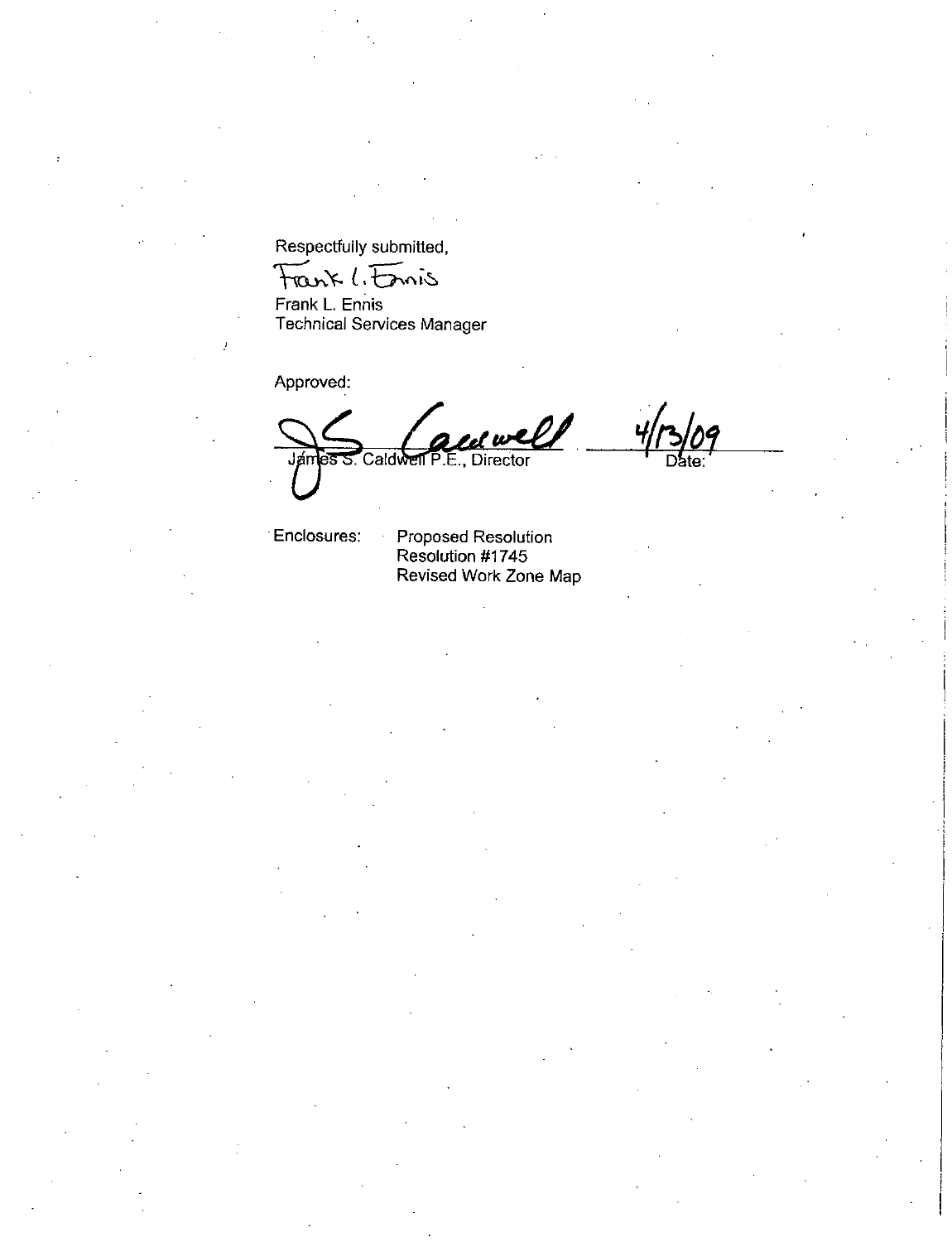Respectfully submitted,

Frank L. Ennis

Frank L. Ennis
Technical Services Manager

Approved:

James S. Caldwell

James S. Caldwell P.E., Director

4/13/09

Date:

Enclosures:

- Proposed Resolution
- Resolution #1745
- Revised Work Zone Map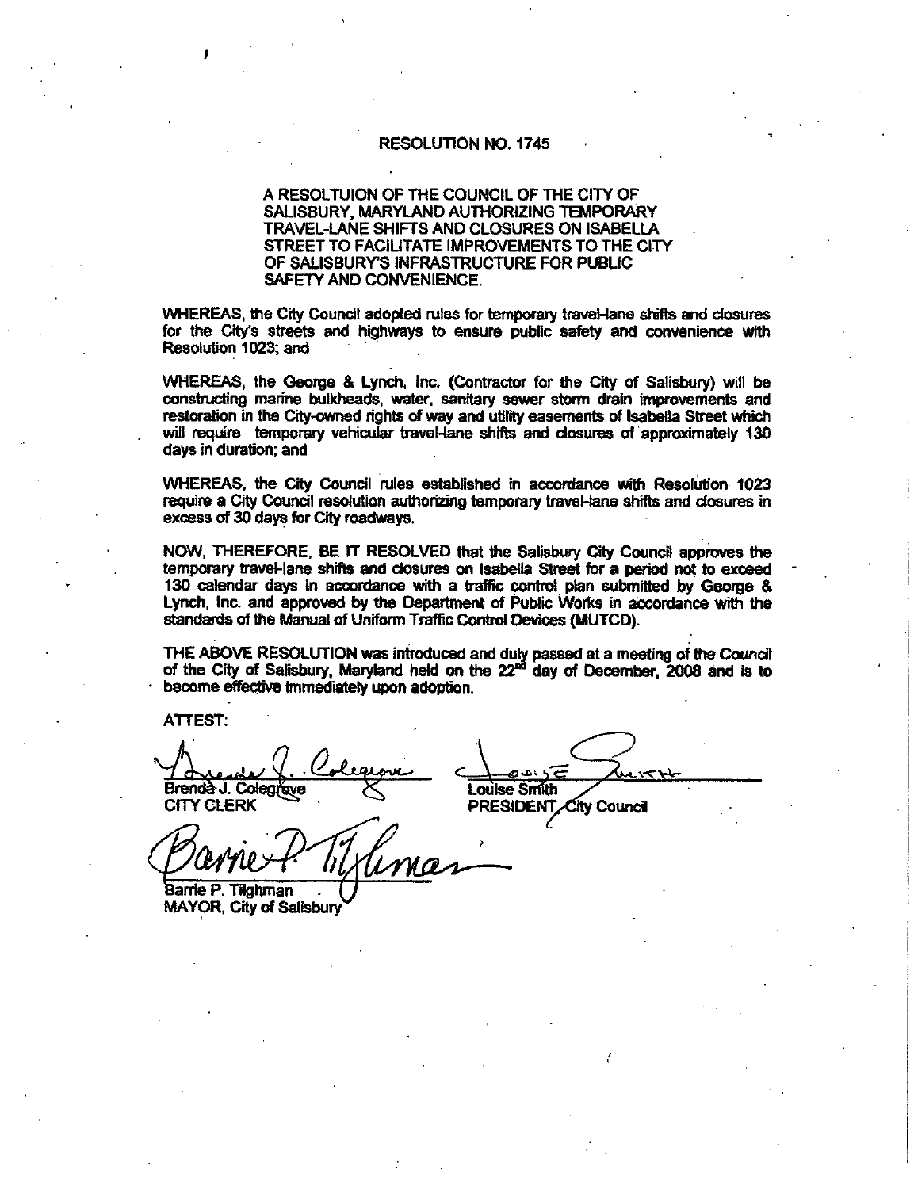# RESOLUTION NO. 1745

A RESOLTUION OF THE COUNCIL OF THE CITY OF SALISBURY, MARYLAND AUTHORIZING TEMPORARY TRAVEL-LANE SHIFTS AND CLOSURES ON ISABELLA STREET TO FACILITATE IMPROVEMENTS TO THE CITY OF SALISBURY'S INFRASTRUCTURE FOR PUBLIC SAFETY AND CONVENIENCE.

WHEREAS, the City Council adopted rules for temporary travel-lane shifts and closures for the City's streets and highways to ensure public safety and convenience with Resolution 1023; and

WHEREAS, the George & Lynch, Inc. (Contractor for the City of Salisbury) will be constructing marine bulkheads, water, sanitary sewer storm drain improvements and restoration in the City-owned rights of way and utility easements of Isabella Street which will require temporary vehicular travel-lane shifts and closures of approximately 130 days in duration; and

WHEREAS, the City Council rules established in accordance with Resolution 1023 require a City Council resolution authorizing temporary travel-lane shifts and closures in excess of 30 days for City roadways.

NOW, THEREFORE, BE IT RESOLVED that the Salisbury City Council approves the temporary travel-lane shifts and closures on Isabella Street for a period not to exceed 130 calendar days in accordance with a traffic control plan submitted by George & Lynch, Inc. and approved by the Department of Public Works in accordance with the standards of the Manual of Uniform Traffic Control Devices (MUTCD).

THE ABOVE RESOLUTION was introduced and duly passed at a meeting of the Council of the City of Salisbury, Maryland held on the 22nd day of December, 2008 and is to become effective immediately upon adoption.

ATTEST:

Brenda J. Colegrove
CITY CLERK

Louise Smith
PRESIDENT, City Council

Barrie P. Tilghman
MAYOR, City of Salisbury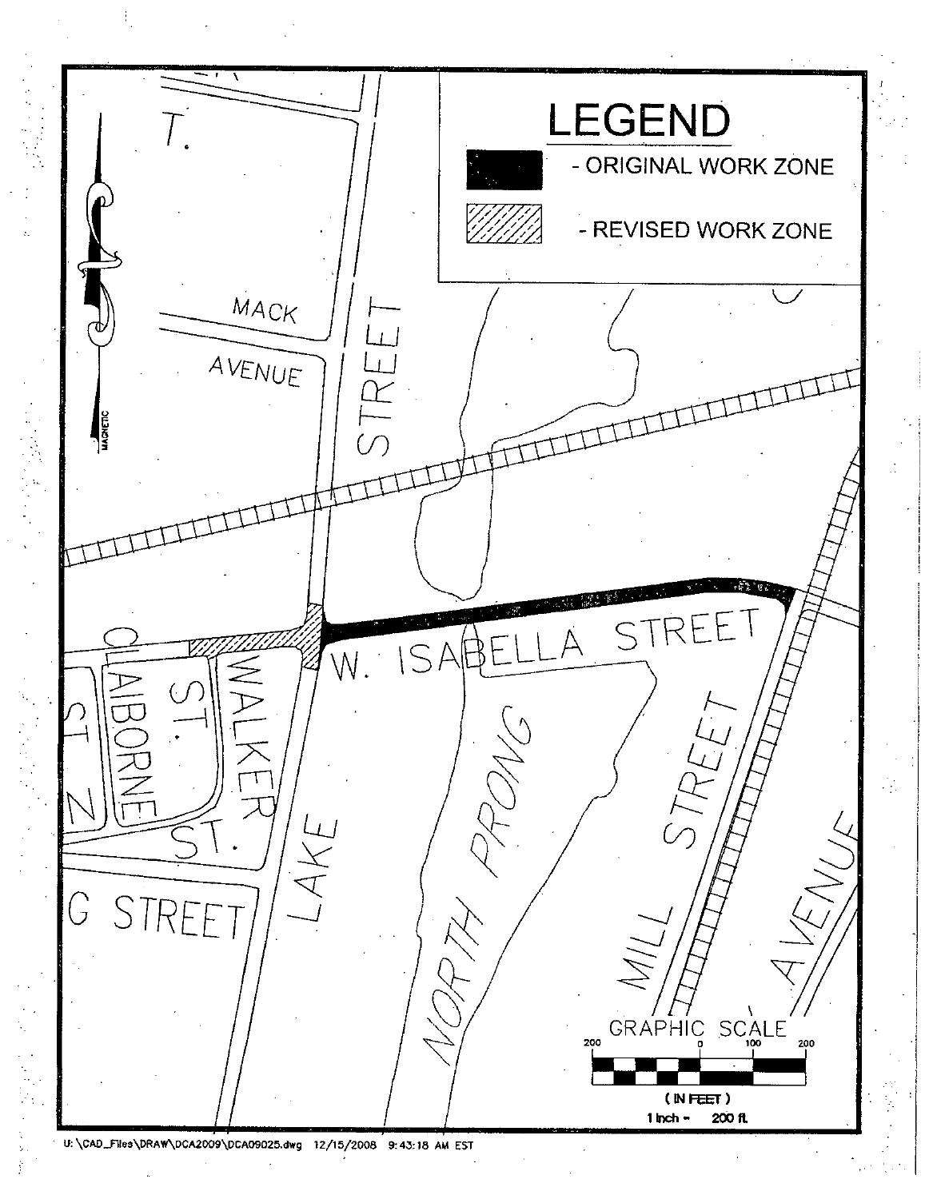LEGEND

- ORIGINAL WORK ZONE

- REVISED WORK ZONE

MAGNETIC

MACK AVENUE

STREET

LAKE

W. ISABELLA STREET

CLAIBORNE ST.

WALKER ST.

G STREET

NORTH PRONG

MILL STREET

AVENUE

GRAPHIC SCALE

200 0 100 200

( IN FEET )

1 inch = 200 ft.

U:\CAD_Files\DRAW\DCA2009\DCA09025.dwg 12/15/2008 9:43:18 AM EST